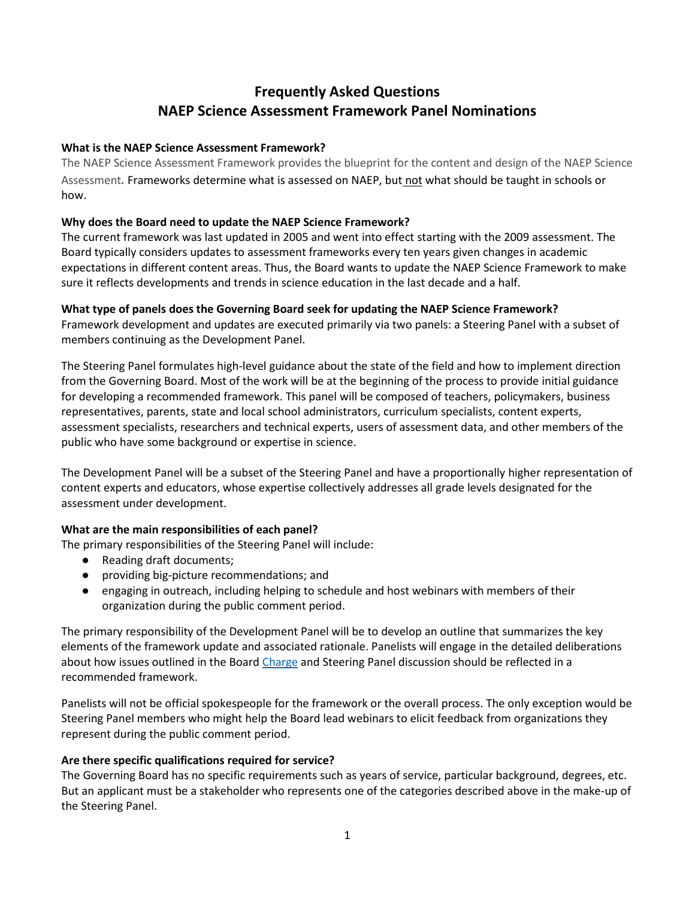# Frequently Asked Questions
# NAEP Science Assessment Framework Panel Nominations

**What is the NAEP Science Assessment Framework?**

The NAEP Science Assessment Framework provides the blueprint for the content and design of the NAEP Science Assessment**.** Frameworks determine what is assessed on NAEP, but not what should be taught in schools or how.

**Why does the Board need to update the NAEP Science Framework?**

The current framework was last updated in 2005 and went into effect starting with the 2009 assessment. The Board typically considers updates to assessment frameworks every ten years given changes in academic expectations in different content areas. Thus, the Board wants to update the NAEP Science Framework to make sure it reflects developments and trends in science education in the last decade and a half.

**What type of panels does the Governing Board seek for updating the NAEP Science Framework?**

Framework development and updates are executed primarily via two panels: a Steering Panel with a subset of members continuing as the Development Panel.

The Steering Panel formulates high-level guidance about the state of the field and how to implement direction from the Governing Board. Most of the work will be at the beginning of the process to provide initial guidance for developing a recommended framework. This panel will be composed of teachers, policymakers, business representatives, parents, state and local school administrators, curriculum specialists, content experts, assessment specialists, researchers and technical experts, users of assessment data, and other members of the public who have some background or expertise in science.

The Development Panel will be a subset of the Steering Panel and have a proportionally higher representation of content experts and educators, whose expertise collectively addresses all grade levels designated for the assessment under development.

**What are the main responsibilities of each panel?**

The primary responsibilities of the Steering Panel will include:

- Reading draft documents;
- providing big-picture recommendations; and
- engaging in outreach, including helping to schedule and host webinars with members of their organization during the public comment period.

The primary responsibility of the Development Panel will be to develop an outline that summarizes the key elements of the framework update and associated rationale. Panelists will engage in the detailed deliberations about how issues outlined in the Board Charge and Steering Panel discussion should be reflected in a recommended framework.

Panelists will not be official spokespeople for the framework or the overall process. The only exception would be Steering Panel members who might help the Board lead webinars to elicit feedback from organizations they represent during the public comment period.

**Are there specific qualifications required for service?**

The Governing Board has no specific requirements such as years of service, particular background, degrees, etc. But an applicant must be a stakeholder who represents one of the categories described above in the make-up of the Steering Panel.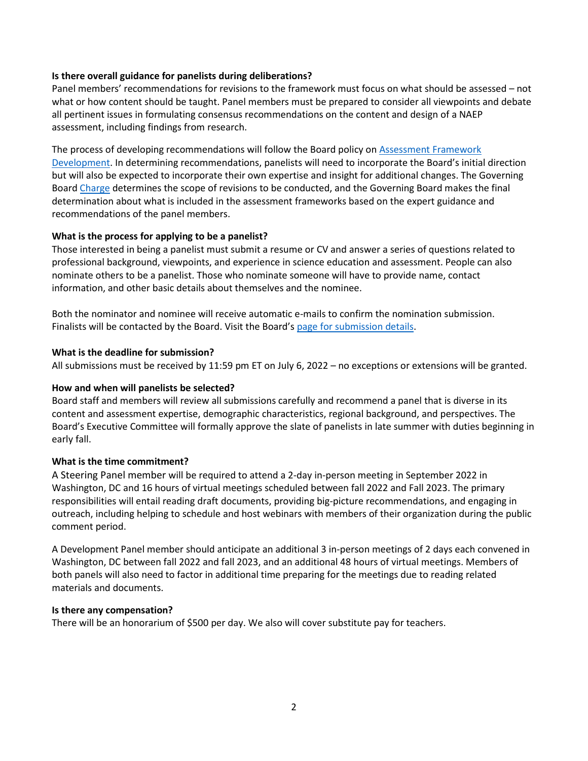**Is there overall guidance for panelists during deliberations?**

Panel members' recommendations for revisions to the framework must focus on what should be assessed – not what or how content should be taught. Panel members must be prepared to consider all viewpoints and debate all pertinent issues in formulating consensus recommendations on the content and design of a NAEP assessment, including findings from research.

The process of developing recommendations will follow the Board policy on Assessment Framework Development. In determining recommendations, panelists will need to incorporate the Board's initial direction but will also be expected to incorporate their own expertise and insight for additional changes. The Governing Board Charge determines the scope of revisions to be conducted, and the Governing Board makes the final determination about what is included in the assessment frameworks based on the expert guidance and recommendations of the panel members.

**What is the process for applying to be a panelist?**

Those interested in being a panelist must submit a resume or CV and answer a series of questions related to professional background, viewpoints, and experience in science education and assessment. People can also nominate others to be a panelist. Those who nominate someone will have to provide name, contact information, and other basic details about themselves and the nominee.

Both the nominator and nominee will receive automatic e-mails to confirm the nomination submission. Finalists will be contacted by the Board. Visit the Board's page for submission details.

**What is the deadline for submission?**

All submissions must be received by 11:59 pm ET on July 6, 2022 – no exceptions or extensions will be granted.

**How and when will panelists be selected?**

Board staff and members will review all submissions carefully and recommend a panel that is diverse in its content and assessment expertise, demographic characteristics, regional background, and perspectives. The Board's Executive Committee will formally approve the slate of panelists in late summer with duties beginning in early fall.

**What is the time commitment?**

A Steering Panel member will be required to attend a 2-day in-person meeting in September 2022 in Washington, DC and 16 hours of virtual meetings scheduled between fall 2022 and Fall 2023. The primary responsibilities will entail reading draft documents, providing big-picture recommendations, and engaging in outreach, including helping to schedule and host webinars with members of their organization during the public comment period.

A Development Panel member should anticipate an additional 3 in-person meetings of 2 days each convened in Washington, DC between fall 2022 and fall 2023, and an additional 48 hours of virtual meetings. Members of both panels will also need to factor in additional time preparing for the meetings due to reading related materials and documents.

**Is there any compensation?**

There will be an honorarium of $500 per day. We also will cover substitute pay for teachers.